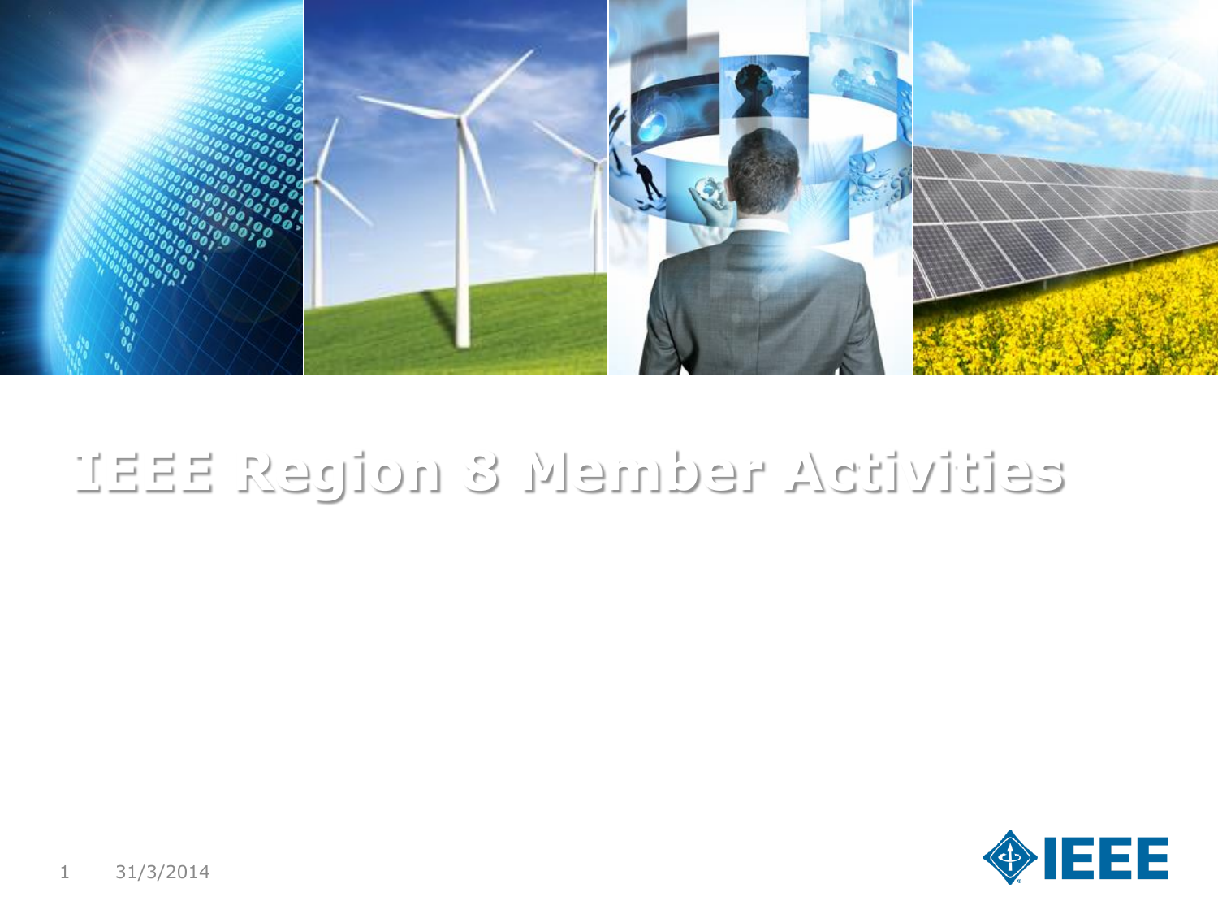# IEEE Region 8 Member Activities

31/3/2014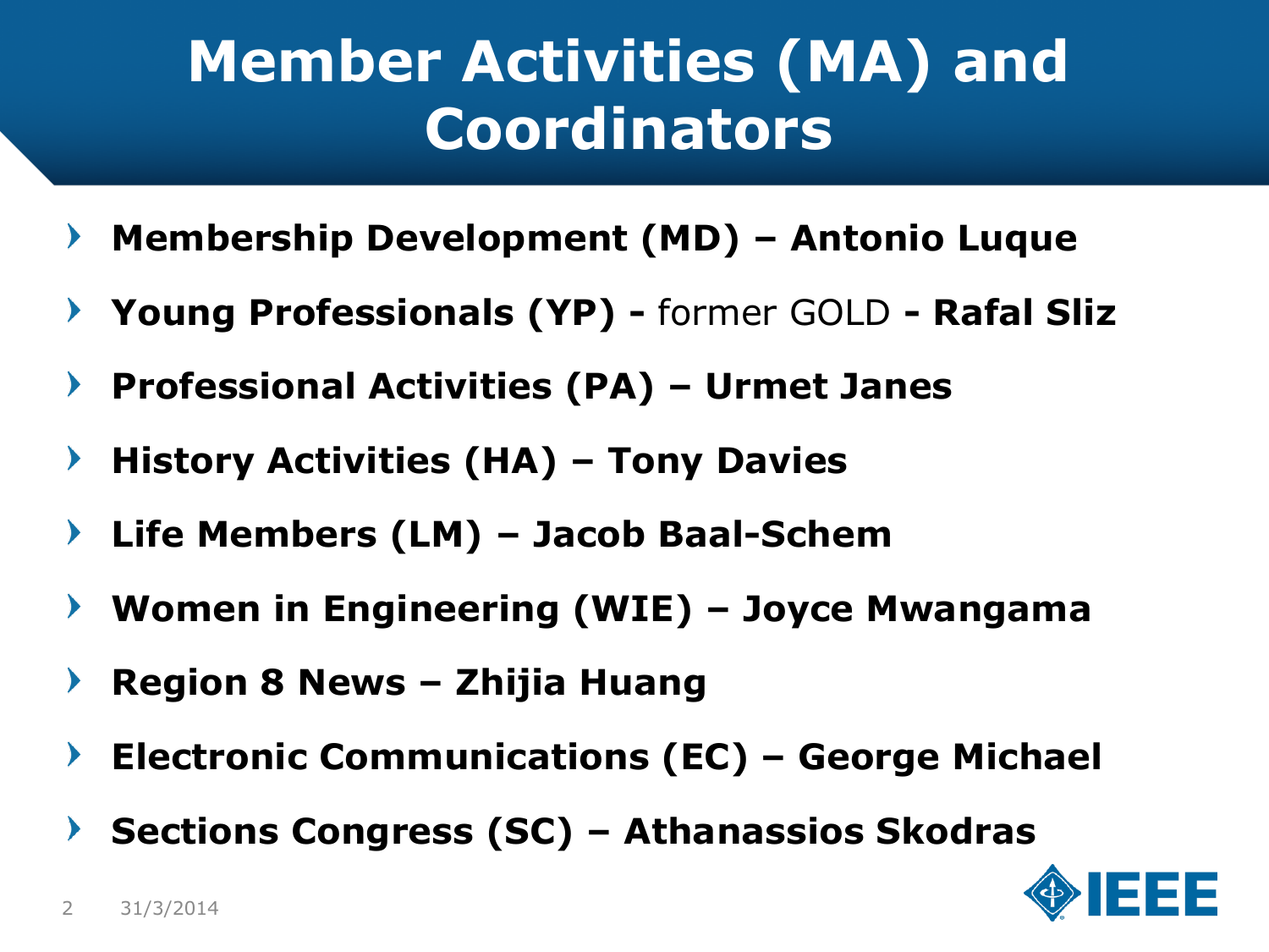# Member Activities (MA) and Coordinators

- **Membership Development (MD) – Antonio Luque**
- **Young Professionals (YP) -** former GOLD **- Rafal Sliz**
- **Professional Activities (PA) – Urmet Janes**
- **History Activities (HA) – Tony Davies**
- **Life Members (LM) – Jacob Baal-Schem**
- **Women in Engineering (WIE) – Joyce Mwangama**
- **Region 8 News – Zhijia Huang**
- **Electronic Communications (EC) – George Michael**
- **Sections Congress (SC) – Athanassios Skodras**

31/3/2014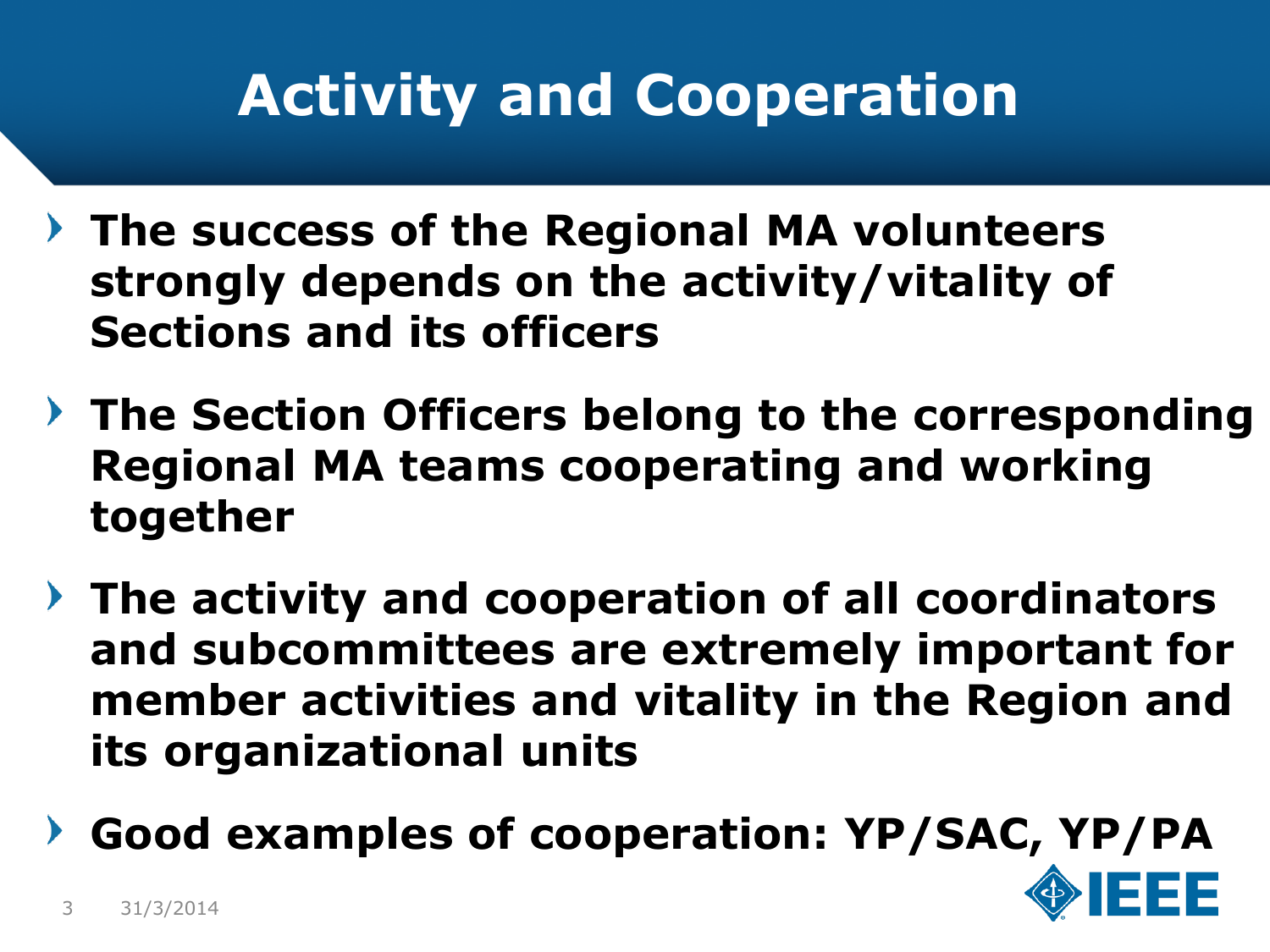# Activity and Cooperation

- **The success of the Regional MA volunteers strongly depends on the activity/vitality of Sections and its officers**
- **The Section Officers belong to the corresponding Regional MA teams cooperating and working together**
- **The activity and cooperation of all coordinators and subcommittees are extremely important for member activities and vitality in the Region and its organizational units**
- **Good examples of cooperation: YP/SAC, YP/PA**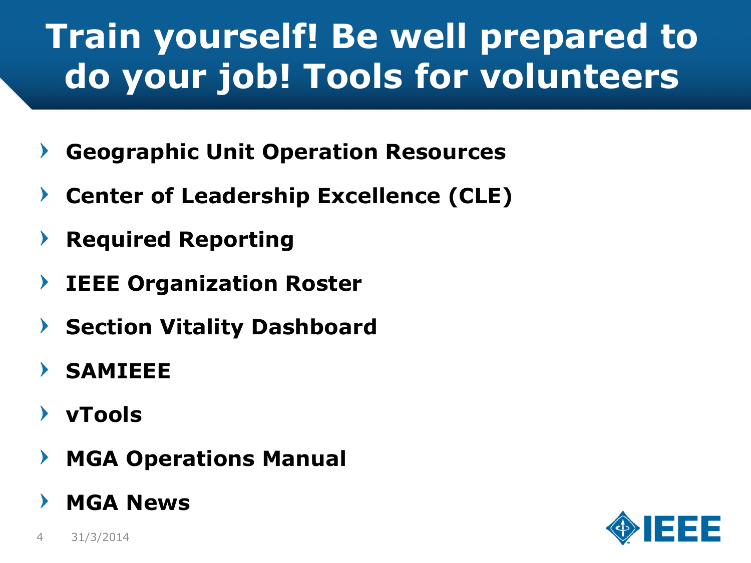# Train yourself! Be well prepared to do your job! Tools for volunteers

- **Geographic Unit Operation Resources**
- **Center of Leadership Excellence (CLE)**
- **Required Reporting**
- **IEEE Organization Roster**
- **Section Vitality Dashboard**
- **SAMIEEE**
- **vTools**
- **MGA Operations Manual**
- **MGA News**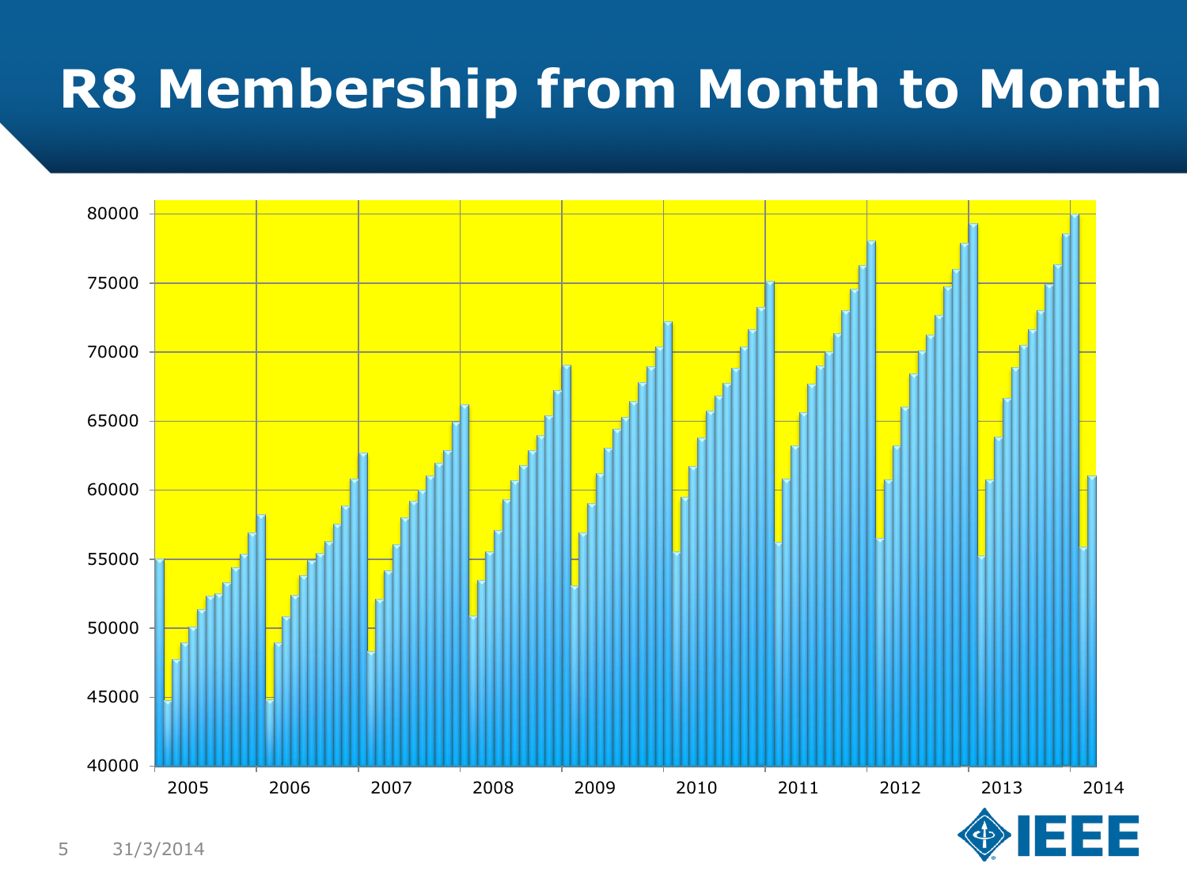# R8 Membership from Month to Month

80000
75000
70000
65000
60000
55000
50000
45000
40000

2005 2006 2007 2008 2009 2010 2011 2012 2013 2014

31/3/2014